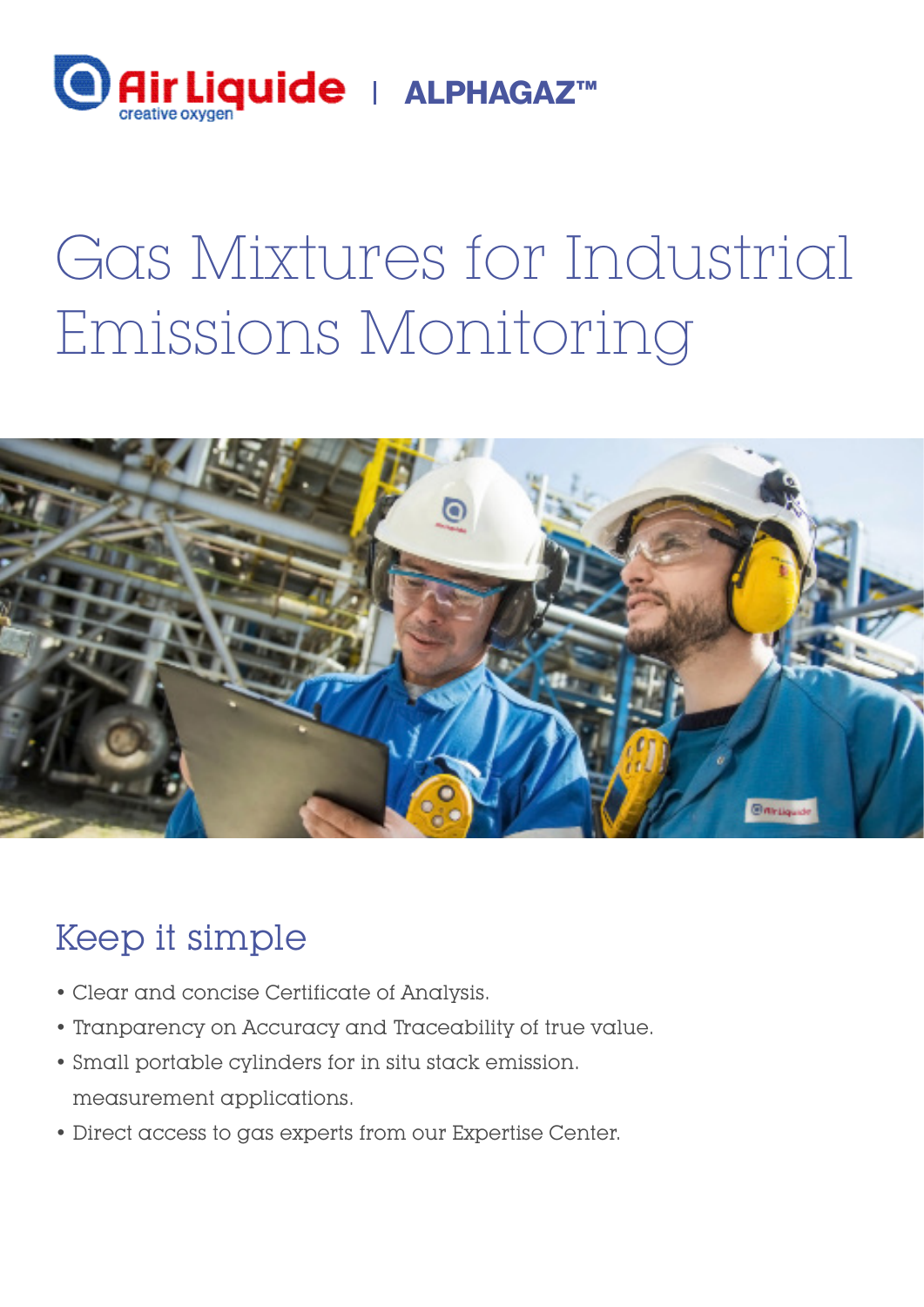Air Liquide | ALPHAGAZ™

# Gas Mixtures for Industrial Emissions Monitoring

## Keep it simple

- Clear and concise Certificate of Analysis.
- Tranparency on Accuracy and Traceability of true value.
- Small portable cylinders for in situ stack emission. measurement applications.
- Direct access to gas experts from our Expertise Center.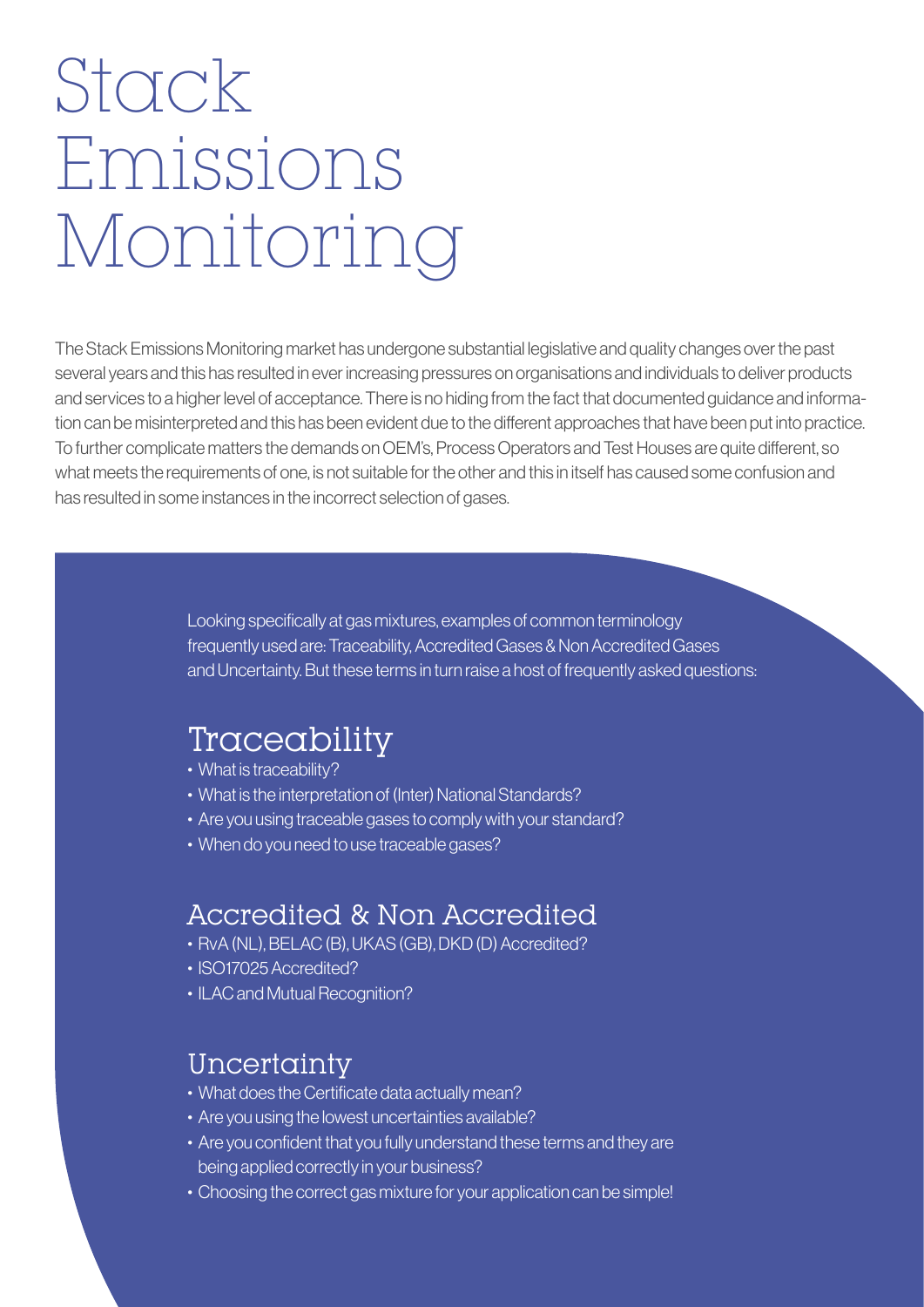# Stack Emissions Monitoring

The Stack Emissions Monitoring market has undergone substantial legislative and quality changes over the past several years and this has resulted in ever increasing pressures on organisations and individuals to deliver products and services to a higher level of acceptance. There is no hiding from the fact that documented guidance and information can be misinterpreted and this has been evident due to the different approaches that have been put into practice. To further complicate matters the demands on OEM's, Process Operators and Test Houses are quite different, so what meets the requirements of one, is not suitable for the other and this in itself has caused some confusion and has resulted in some instances in the incorrect selection of gases.

Looking specifically at gas mixtures, examples of common terminology frequently used are: Traceability, Accredited Gases & Non Accredited Gases and Uncertainty. But these terms in turn raise a host of frequently asked questions:

## Traceability

- What is traceability?
- What is the interpretation of (Inter) National Standards?
- Are you using traceable gases to comply with your standard?
- When do you need to use traceable gases?

## Accredited & Non Accredited

- RvA (NL), BELAC (B), UKAS (GB), DKD (D) Accredited?
- ISO17025 Accredited?
- ILAC and Mutual Recognition?

## Uncertainty

- What does the Certificate data actually mean?
- Are you using the lowest uncertainties available?
- Are you confident that you fully understand these terms and they are being applied correctly in your business?
- Choosing the correct gas mixture for your application can be simple!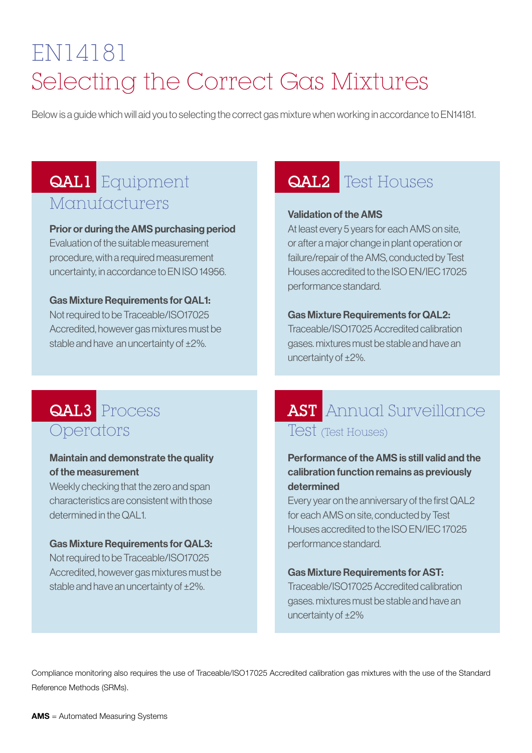# EN14181
# Selecting the Correct Gas Mixtures

Below is a guide which will aid you to selecting the correct gas mixture when working in accordance to EN14181.

## QAL1 Equipment Manufacturers

**Prior or during the AMS purchasing period**
Evaluation of the suitable measurement procedure, with a required measurement uncertainty, in accordance to EN ISO 14956.

**Gas Mixture Requirements for QAL1:**
Not required to be Traceable/ISO17025 Accredited, however gas mixtures must be stable and have an uncertainty of ±2%.

## QAL2 Test Houses

**Validation of the AMS**
At least every 5 years for each AMS on site, or after a major change in plant operation or failure/repair of the AMS, conducted by Test Houses accredited to the ISO EN/IEC 17025 performance standard.

**Gas Mixture Requirements for QAL2:**
Traceable/ISO17025 Accredited calibration gases. mixtures must be stable and have an uncertainty of ±2%.

## QAL3 Process Operators

**Maintain and demonstrate the quality of the measurement**
Weekly checking that the zero and span characteristics are consistent with those determined in the QAL1.

**Gas Mixture Requirements for QAL3:**
Not required to be Traceable/ISO17025 Accredited, however gas mixtures must be stable and have an uncertainty of ±2%.

## AST Annual Surveillance Test (Test Houses)

**Performance of the AMS is still valid and the calibration function remains as previously determined**
Every year on the anniversary of the first QAL2 for each AMS on site, conducted by Test Houses accredited to the ISO EN/IEC 17025 performance standard.

**Gas Mixture Requirements for AST:**
Traceable/ISO17025 Accredited calibration gases. mixtures must be stable and have an uncertainty of ±2%

Compliance monitoring also requires the use of Traceable/ISO17025 Accredited calibration gas mixtures with the use of the Standard Reference Methods (SRMs).

**AMS** = Automated Measuring Systems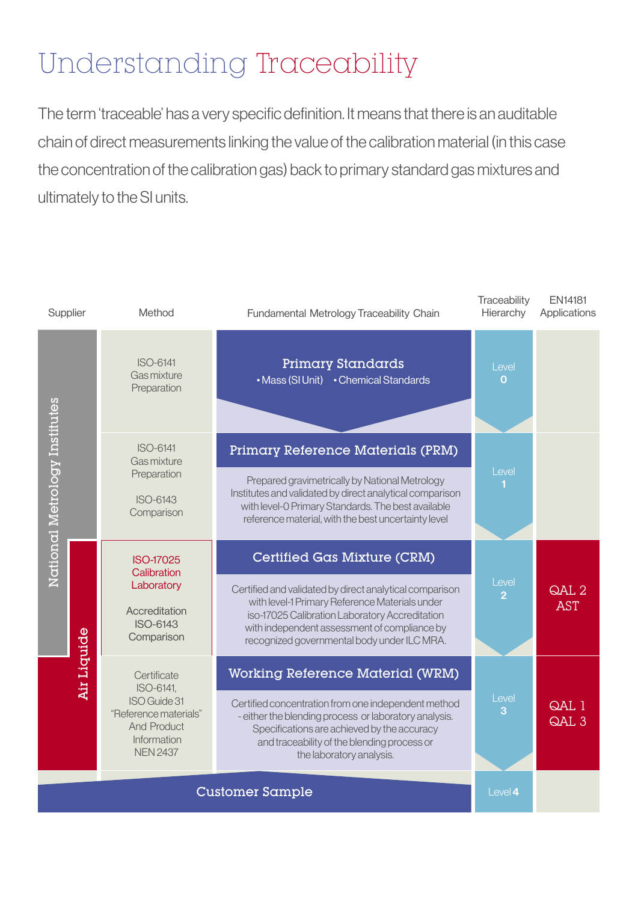# Understanding Traceability

The term 'traceable' has a very specific definition. It means that there is an auditable chain of direct measurements linking the value of the calibration material (in this case the concentration of the calibration gas) back to primary standard gas mixtures and ultimately to the SI units.

| Supplier | Method | Fundamental Metrology Traceability Chain | Traceability Hierarchy | EN14181 Applications |
|---|---|---|---|---|
| National Metrology Institutes | ISO-6141 Gas mixture Preparation | **Primary Standards** • Mass (SI Unit) • Chemical Standards | Level 0 | |
| National Metrology Institutes | ISO-6141 Gas mixture Preparation; ISO-6143 Comparison | **Primary Reference Materials (PRM)** Prepared gravimetrically by National Metrology Institutes and validated by direct analytical comparison with level-0 Primary Standards. The best available reference material, with the best uncertainty level | Level 1 | |
| National Metrology Institutes / Air Liquide | ISO-17025 Calibration Laboratory Accreditation ISO-6143 Comparison | **Certified Gas Mixture (CRM)** Certified and validated by direct analytical comparison with level-1 Primary Reference Materials under iso-17025 Calibration Laboratory Accreditation with independent assessment of compliance by recognized governmental body under ILC MRA. | Level 2 | QAL 2 AST |
| Air Liquide | Certificate ISO-6141, ISO Guide 31 "Reference materials" And Product Information NEN 2437 | **Working Reference Material (WRM)** Certified concentration from one independent method - either the blending process or laboratory analysis. Specifications are achieved by the accuracy and traceability of the blending process or the laboratory analysis. | Level 3 | QAL 1 QAL 3 |
| | | **Customer Sample** | Level 4 | |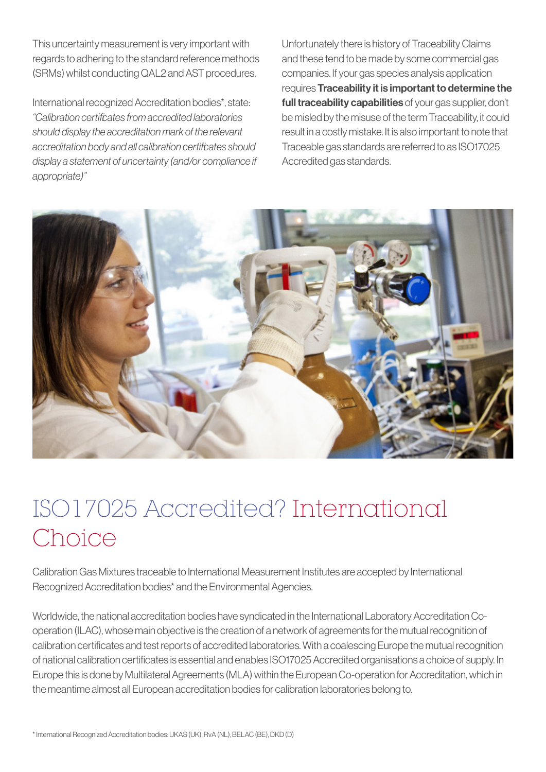This uncertainty measurement is very important with regards to adhering to the standard reference methods (SRMs) whilst conducting QAL2 and AST procedures.

International recognized Accreditation bodies*, state: *"Calibration certificates from accredited laboratories should display the accreditation mark of the relevant accreditation body and all calibration certificates should display a statement of uncertainty (and/or compliance if appropriate)"*

Unfortunately there is history of Traceability Claims and these tend to be made by some commercial gas companies. If your gas species analysis application requires **Traceability it is important to determine the full traceability capabilities** of your gas supplier, don't be misled by the misuse of the term Traceability, it could result in a costly mistake. It is also important to note that Traceable gas standards are referred to as ISO17025 Accredited gas standards.

# ISO17025 Accredited? International Choice

Calibration Gas Mixtures traceable to International Measurement Institutes are accepted by International Recognized Accreditation bodies* and the Environmental Agencies.

Worldwide, the national accreditation bodies have syndicated in the International Laboratory Accreditation Co-operation (ILAC), whose main objective is the creation of a network of agreements for the mutual recognition of calibration certificates and test reports of accredited laboratories. With a coalescing Europe the mutual recognition of national calibration certificates is essential and enables ISO17025 Accredited organisations a choice of supply. In Europe this is done by Multilateral Agreements (MLA) within the European Co-operation for Accreditation, which in the meantime almost all European accreditation bodies for calibration laboratories belong to.

* International Recognized Accreditation bodies: UKAS (UK), RvA (NL), BELAC (BE), DKD (D)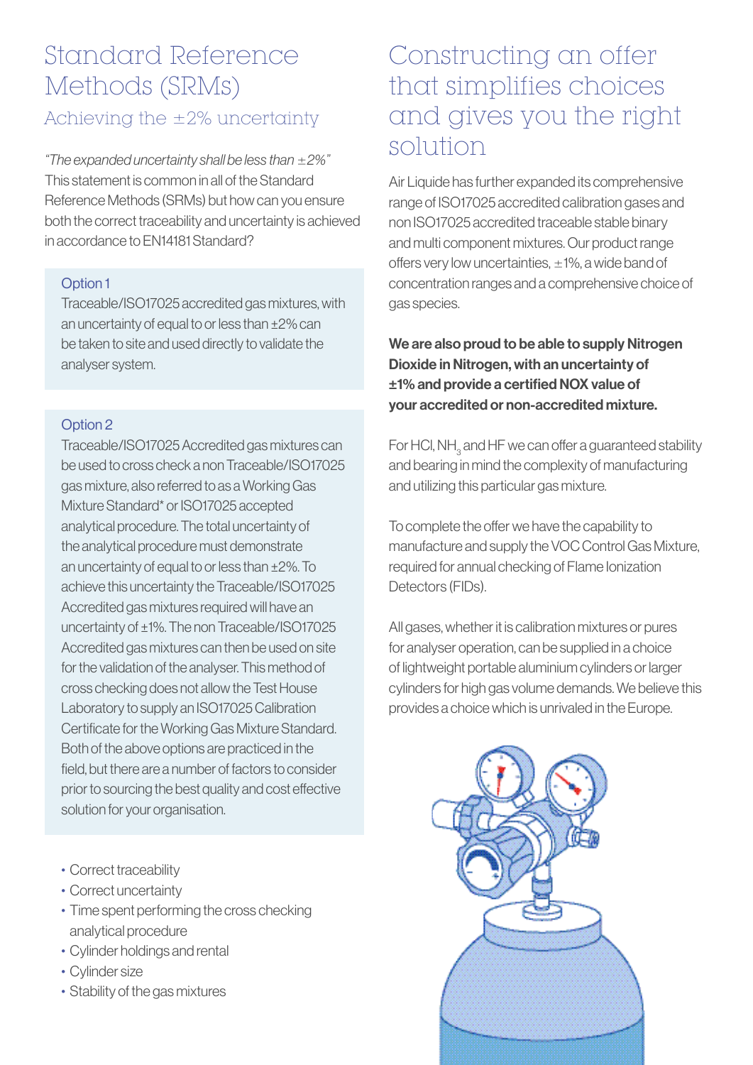# Standard Reference Methods (SRMs)

## Achieving the ±2% uncertainty

*"The expanded uncertainty shall be less than ±2%"* This statement is common in all of the Standard Reference Methods (SRMs) but how can you ensure both the correct traceability and uncertainty is achieved in accordance to EN14181 Standard?

### Option 1

Traceable/ISO17025 accredited gas mixtures, with an uncertainty of equal to or less than ±2% can be taken to site and used directly to validate the analyser system.

### Option 2

Traceable/ISO17025 Accredited gas mixtures can be used to cross check a non Traceable/ISO17025 gas mixture, also referred to as a Working Gas Mixture Standard* or ISO17025 accepted analytical procedure. The total uncertainty of the analytical procedure must demonstrate an uncertainty of equal to or less than ±2%. To achieve this uncertainty the Traceable/ISO17025 Accredited gas mixtures required will have an uncertainty of ±1%. The non Traceable/ISO17025 Accredited gas mixtures can then be used on site for the validation of the analyser. This method of cross checking does not allow the Test House Laboratory to supply an ISO17025 Calibration Certificate for the Working Gas Mixture Standard. Both of the above options are practiced in the field, but there are a number of factors to consider prior to sourcing the best quality and cost effective solution for your organisation.

- Correct traceability
- Correct uncertainty
- Time spent performing the cross checking analytical procedure
- Cylinder holdings and rental
- Cylinder size
- Stability of the gas mixtures

# Constructing an offer that simplifies choices and gives you the right solution

Air Liquide has further expanded its comprehensive range of ISO17025 accredited calibration gases and non ISO17025 accredited traceable stable binary and multi component mixtures. Our product range offers very low uncertainties, ±1%, a wide band of concentration ranges and a comprehensive choice of gas species.

**We are also proud to be able to supply Nitrogen Dioxide in Nitrogen, with an uncertainty of ±1% and provide a certified NOX value of your accredited or non-accredited mixture.**

For HCl, $NH_3$ and HF we can offer a guaranteed stability and bearing in mind the complexity of manufacturing and utilizing this particular gas mixture.

To complete the offer we have the capability to manufacture and supply the VOC Control Gas Mixture, required for annual checking of Flame Ionization Detectors (FIDs).

All gases, whether it is calibration mixtures or pures for analyser operation, can be supplied in a choice of lightweight portable aluminium cylinders or larger cylinders for high gas volume demands. We believe this provides a choice which is unrivaled in the Europe.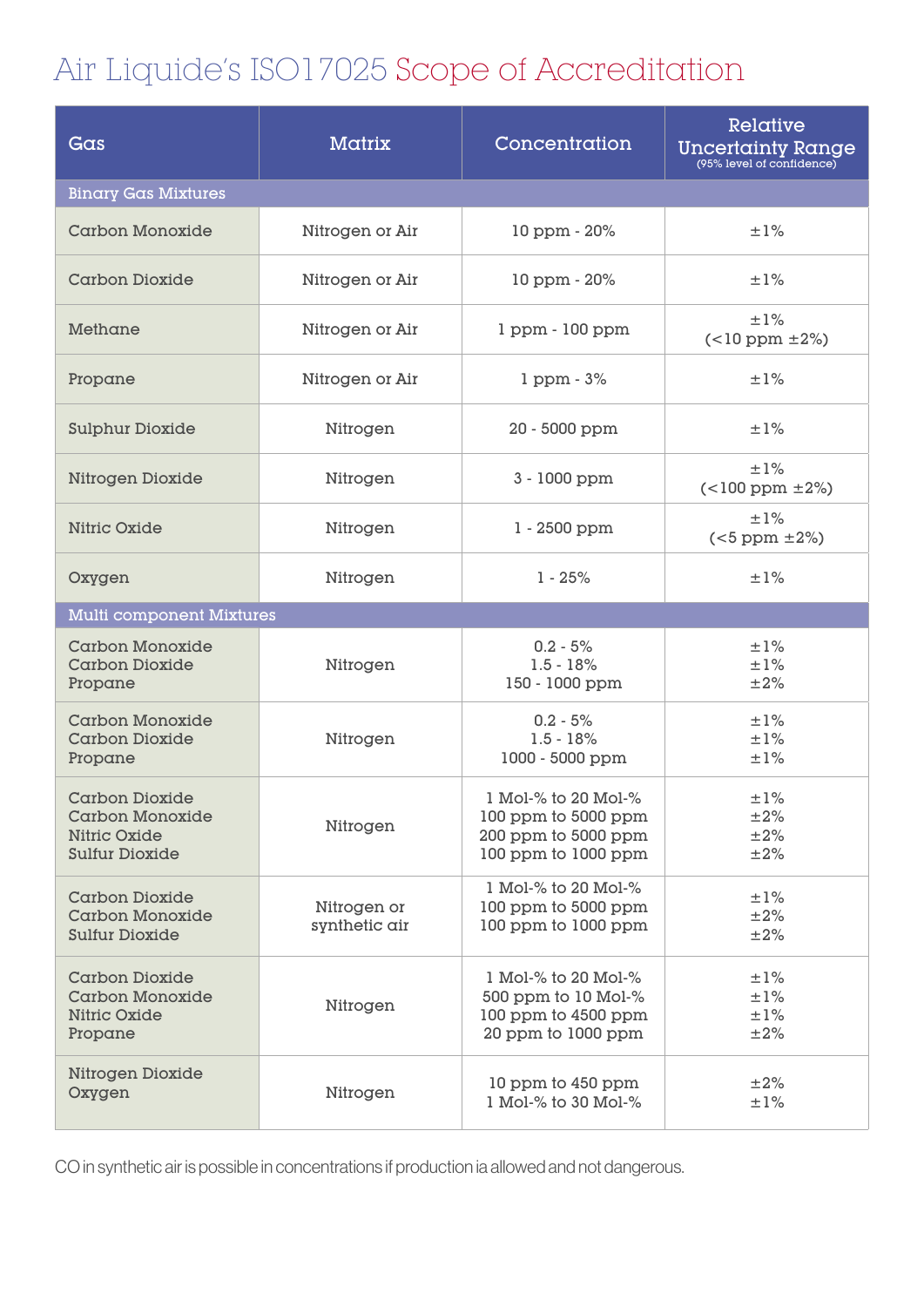# Air Liquide's ISO17025 Scope of Accreditation

| Gas | Matrix | Concentration | Relative Uncertainty Range (95% level of confidence) |
|---|---|---|---|
| **Binary Gas Mixtures** | | | |
| Carbon Monoxide | Nitrogen or Air | 10 ppm - 20% | ±1% |
| Carbon Dioxide | Nitrogen or Air | 10 ppm - 20% | ±1% |
| Methane | Nitrogen or Air | 1 ppm - 100 ppm | ±1% (<10 ppm ±2%) |
| Propane | Nitrogen or Air | 1 ppm - 3% | ±1% |
| Sulphur Dioxide | Nitrogen | 20 - 5000 ppm | ±1% |
| Nitrogen Dioxide | Nitrogen | 3 - 1000 ppm | ±1% (<100 ppm ±2%) |
| Nitric Oxide | Nitrogen | 1 - 2500 ppm | ±1% (<5 ppm ±2%) |
| Oxygen | Nitrogen | 1 - 25% | ±1% |
| **Multi component Mixtures** | | | |
| Carbon Monoxide<br>Carbon Dioxide<br>Propane | Nitrogen | 0.2 - 5%<br>1.5 - 18%<br>150 - 1000 ppm | ±1%<br>±1%<br>±2% |
| Carbon Monoxide<br>Carbon Dioxide<br>Propane | Nitrogen | 0.2 - 5%<br>1.5 - 18%<br>1000 - 5000 ppm | ±1%<br>±1%<br>±1% |
| Carbon Dioxide<br>Carbon Monoxide<br>Nitric Oxide<br>Sulfur Dioxide | Nitrogen | 1 Mol-% to 20 Mol-%<br>100 ppm to 5000 ppm<br>200 ppm to 5000 ppm<br>100 ppm to 1000 ppm | ±1%<br>±2%<br>±2%<br>±2% |
| Carbon Dioxide<br>Carbon Monoxide<br>Sulfur Dioxide | Nitrogen or synthetic air | 1 Mol-% to 20 Mol-%<br>100 ppm to 5000 ppm<br>100 ppm to 1000 ppm | ±1%<br>±2%<br>±2% |
| Carbon Dioxide<br>Carbon Monoxide<br>Nitric Oxide<br>Propane | Nitrogen | 1 Mol-% to 20 Mol-%<br>500 ppm to 10 Mol-%<br>100 ppm to 4500 ppm<br>20 ppm to 1000 ppm | ±1%<br>±1%<br>±1%<br>±2% |
| Nitrogen Dioxide<br>Oxygen | Nitrogen | 10 ppm to 450 ppm<br>1 Mol-% to 30 Mol-% | ±2%<br>±1% |

CO in synthetic air is possible in concentrations if production ia allowed and not dangerous.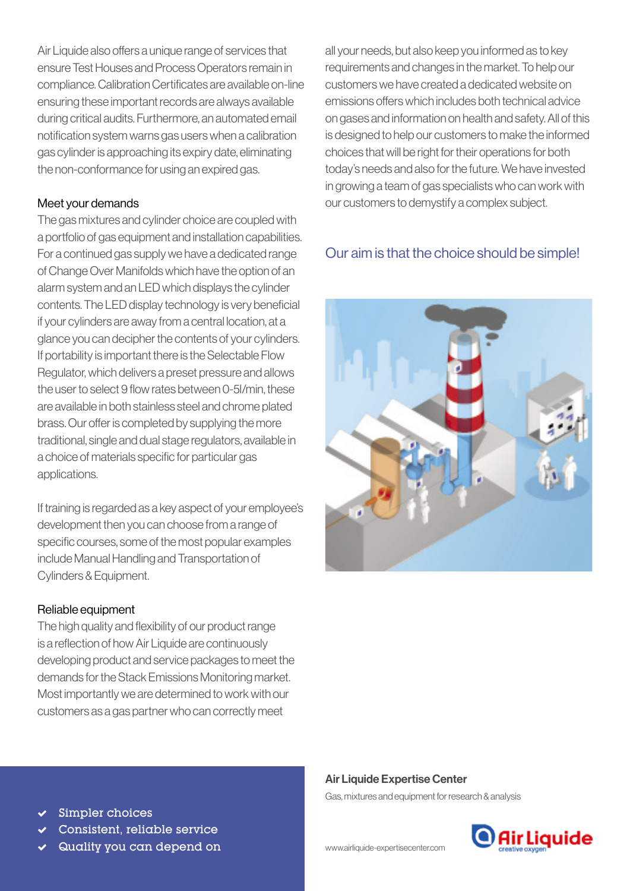Air Liquide also offers a unique range of services that ensure Test Houses and Process Operators remain in compliance. Calibration Certificates are available on-line ensuring these important records are always available during critical audits. Furthermore, an automated email notification system warns gas users when a calibration gas cylinder is approaching its expiry date, eliminating the non-conformance for using an expired gas.

### Meet your demands

The gas mixtures and cylinder choice are coupled with a portfolio of gas equipment and installation capabilities. For a continued gas supply we have a dedicated range of Change Over Manifolds which have the option of an alarm system and an LED which displays the cylinder contents. The LED display technology is very beneficial if your cylinders are away from a central location, at a glance you can decipher the contents of your cylinders. If portability is important there is the Selectable Flow Regulator, which delivers a preset pressure and allows the user to select 9 flow rates between 0-5l/min, these are available in both stainless steel and chrome plated brass. Our offer is completed by supplying the more traditional, single and dual stage regulators, available in a choice of materials specific for particular gas applications.

If training is regarded as a key aspect of your employee's development then you can choose from a range of specific courses, some of the most popular examples include Manual Handling and Transportation of Cylinders & Equipment.

### Reliable equipment

The high quality and flexibility of our product range is a reflection of how Air Liquide are continuously developing product and service packages to meet the demands for the Stack Emissions Monitoring market. Most importantly we are determined to work with our customers as a gas partner who can correctly meet all your needs, but also keep you informed as to key requirements and changes in the market. To help our customers we have created a dedicated website on emissions offers which includes both technical advice on gases and information on health and safety. All of this is designed to help our customers to make the informed choices that will be right for their operations for both today's needs and also for the future. We have invested in growing a team of gas specialists who can work with our customers to demystify a complex subject.

## Our aim is that the choice should be simple!

- Simpler choices
- Consistent, reliable service
- Quality you can depend on

**Air Liquide Expertise Center**

Gas, mixtures and equipment for research & analysis

www.airliquide-expertisecenter.com

Air Liquide creative oxygen